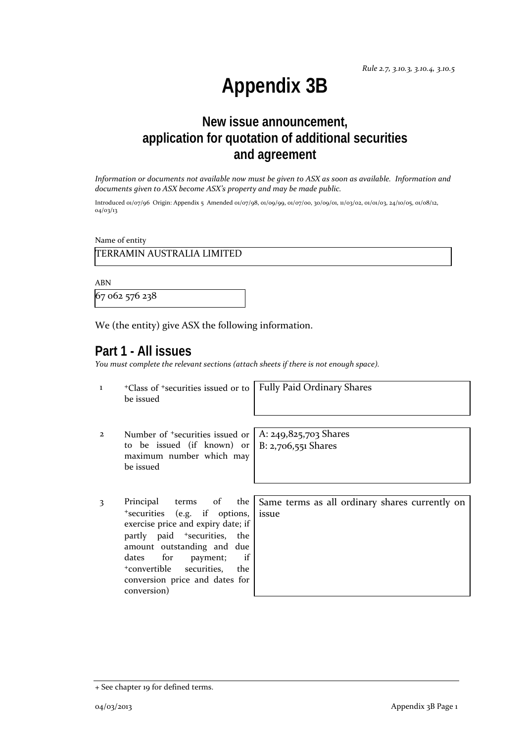*Rule 2.7, 3.10.3, 3.10.4, 3.10.5*

# Appendix 3B

## New issue announcement, application for quotation of additional securities and agreement

*Information or documents not available now must be given to ASX as soon as available. Information and documents given to ASX become ASX's property and may be made public.*

Introduced 01/07/96 Origin: Appendix 5 Amended 01/07/98, 01/09/99, 01/07/00, 30/09/01, 11/03/02, 01/01/03, 24/10/05, 01/08/12, 04/03/13

Name of entity

TERRAMIN AUSTRALIA LIMITED

ABN

67 062 576 238

We (the entity) give ASX the following information.

## Part 1 - All issues

*You must complete the relevant sections (attach sheets if there is not enough space).*

| | | |
|---|---|---|
| 1 | +Class of +securities issued or to be issued | Fully Paid Ordinary Shares |
| 2 | Number of +securities issued or to be issued (if known) or maximum number which may be issued | A: 249,825,703 Shares<br>B: 2,706,551 Shares |
| 3 | Principal terms of the +securities (e.g. if options, exercise price and expiry date; if partly paid +securities, the amount outstanding and due dates for payment; if +convertible securities, the conversion price and dates for conversion) | Same terms as all ordinary shares currently on issue |

+ See chapter 19 for defined terms.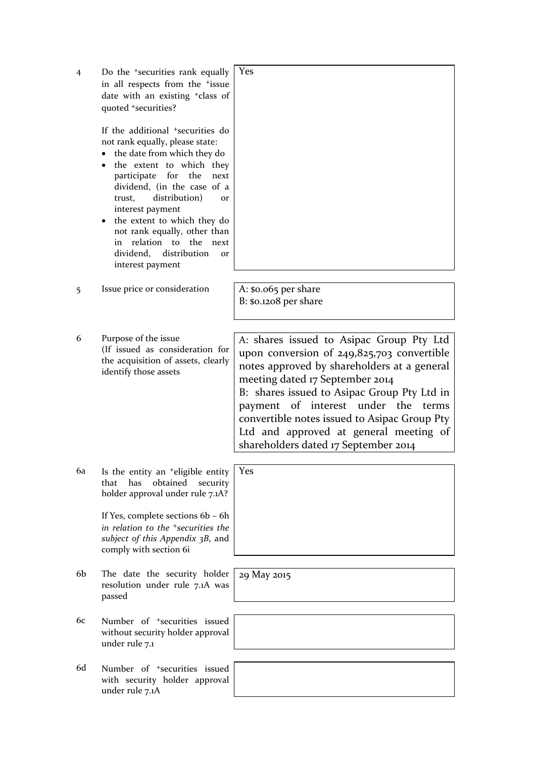| | | |
|---|---|---|
| 4 | Do the +securities rank equally in all respects from the +issue date with an existing +class of quoted +securities?<br><br>If the additional +securities do not rank equally, please state:<br>• the date from which they do<br>• the extent to which they participate for the next dividend, (in the case of a trust, distribution) or interest payment<br>• the extent to which they do not rank equally, other than in relation to the next dividend, distribution or interest payment | Yes |
| 5 | Issue price or consideration | A: $0.065 per share<br>B: $0.1208 per share |
| 6 | Purpose of the issue<br>(If issued as consideration for the acquisition of assets, clearly identify those assets | A: shares issued to Asipac Group Pty Ltd upon conversion of 249,825,703 convertible notes approved by shareholders at a general meeting dated 17 September 2014<br>B: shares issued to Asipac Group Pty Ltd in payment of interest under the terms convertible notes issued to Asipac Group Pty Ltd and approved at general meeting of shareholders dated 17 September 2014 |
| 6a | Is the entity an +eligible entity that has obtained security holder approval under rule 7.1A?<br><br>If Yes, complete sections 6b – 6h *in relation to the +securities the subject of this Appendix 3B*, and comply with section 6i | Yes |
| 6b | The date the security holder resolution under rule 7.1A was passed | 29 May 2015 |
| 6c | Number of +securities issued without security holder approval under rule 7.1 | |
| 6d | Number of +securities issued with security holder approval under rule 7.1A | |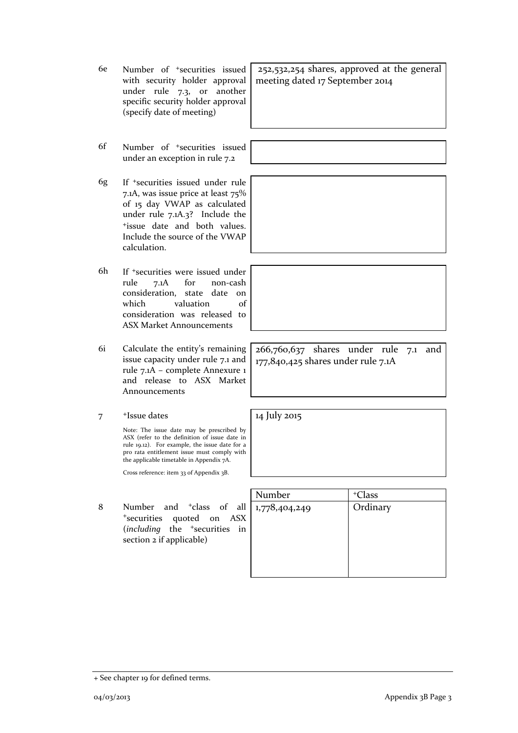| | | |
|---|---|---|
| 6e | Number of +securities issued with security holder approval under rule 7.3, or another specific security holder approval (specify date of meeting) | 252,532,254 shares, approved at the general meeting dated 17 September 2014 |
| 6f | Number of +securities issued under an exception in rule 7.2 | |
| 6g | If +securities issued under rule 7.1A, was issue price at least 75% of 15 day VWAP as calculated under rule 7.1A.3? Include the +issue date and both values. Include the source of the VWAP calculation. | |
| 6h | If +securities were issued under rule 7.1A for non-cash consideration, state date on which valuation of consideration was released to ASX Market Announcements | |
| 6i | Calculate the entity's remaining issue capacity under rule 7.1 and rule 7.1A – complete Annexure 1 and release to ASX Market Announcements | 266,760,637 shares under rule 7.1 and 177,840,425 shares under rule 7.1A |
| 7 | +Issue dates<br><br>Note: The issue date may be prescribed by ASX (refer to the definition of issue date in rule 19.12). For example, the issue date for a pro rata entitlement issue must comply with the applicable timetable in Appendix 7A.<br><br>Cross reference: item 33 of Appendix 3B. | 14 July 2015 |

| | | Number | +Class |
|---|---|---|---|
| 8 | Number and +class of all +securities quoted on ASX (*including* the +securities in section 2 if applicable) | 1,778,404,249 | Ordinary |

+ See chapter 19 for defined terms.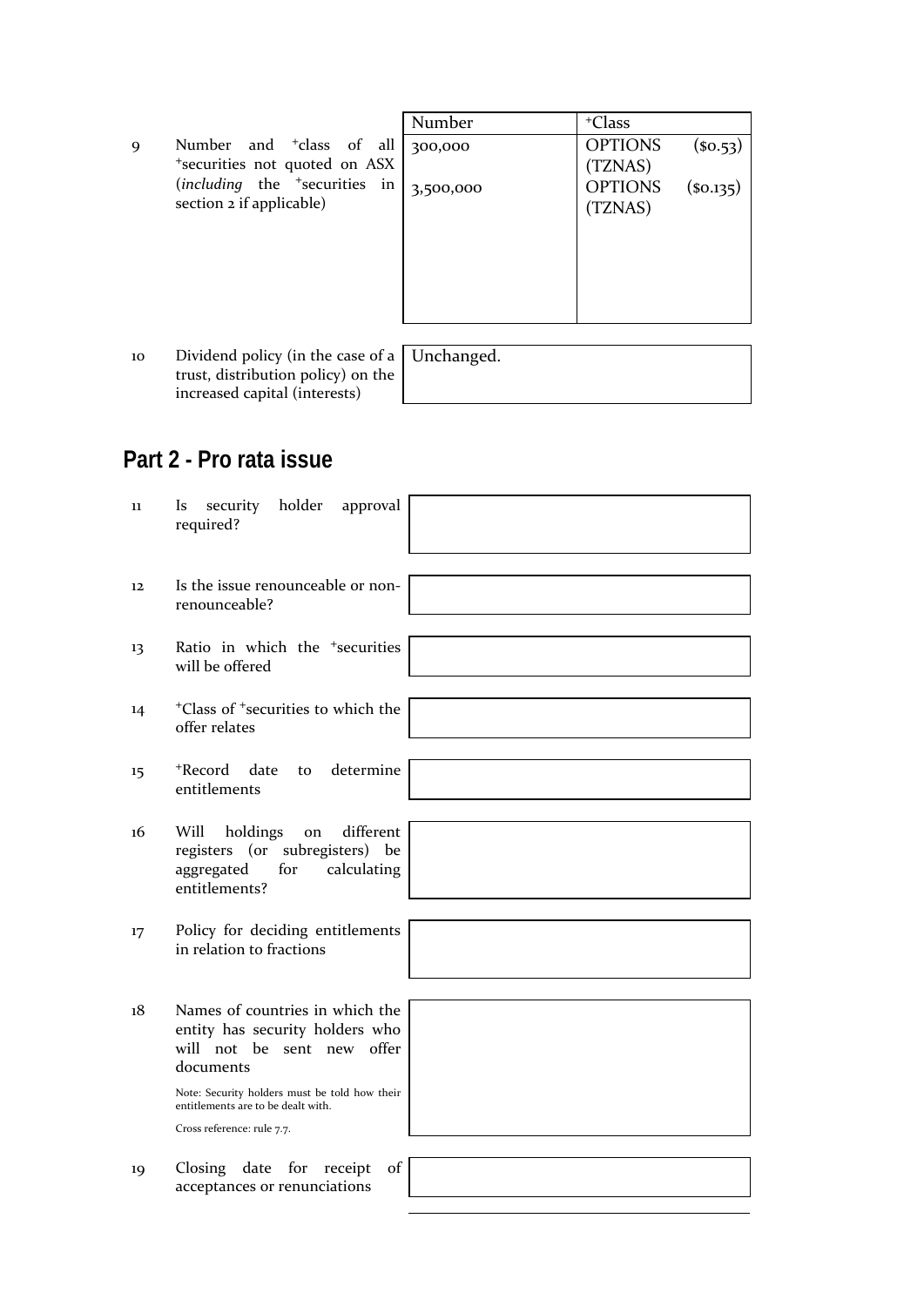| | | Number | +Class |
|---|---|---|---|
| 9 | Number and +class of all +securities not quoted on ASX (*including* the +securities in section 2 if applicable) | 300,000<br><br>3,500,000 | OPTIONS ($0.53) (TZNAS)<br><br>OPTIONS ($0.135) (TZNAS) |

| | | |
|---|---|---|
| 10 | Dividend policy (in the case of a trust, distribution policy) on the increased capital (interests) | Unchanged. |

## Part 2 - Pro rata issue

| | | |
|---|---|---|
| 11 | Is security holder approval required? | |
| 12 | Is the issue renounceable or non-renounceable? | |
| 13 | Ratio in which the +securities will be offered | |
| 14 | +Class of +securities to which the offer relates | |
| 15 | +Record date to determine entitlements | |
| 16 | Will holdings on different registers (or subregisters) be aggregated for calculating entitlements? | |
| 17 | Policy for deciding entitlements in relation to fractions | |
| 18 | Names of countries in which the entity has security holders who will not be sent new offer documents<br><br>Note: Security holders must be told how their entitlements are to be dealt with.<br><br>Cross reference: rule 7.7. | |
| 19 | Closing date for receipt of acceptances or renunciations | |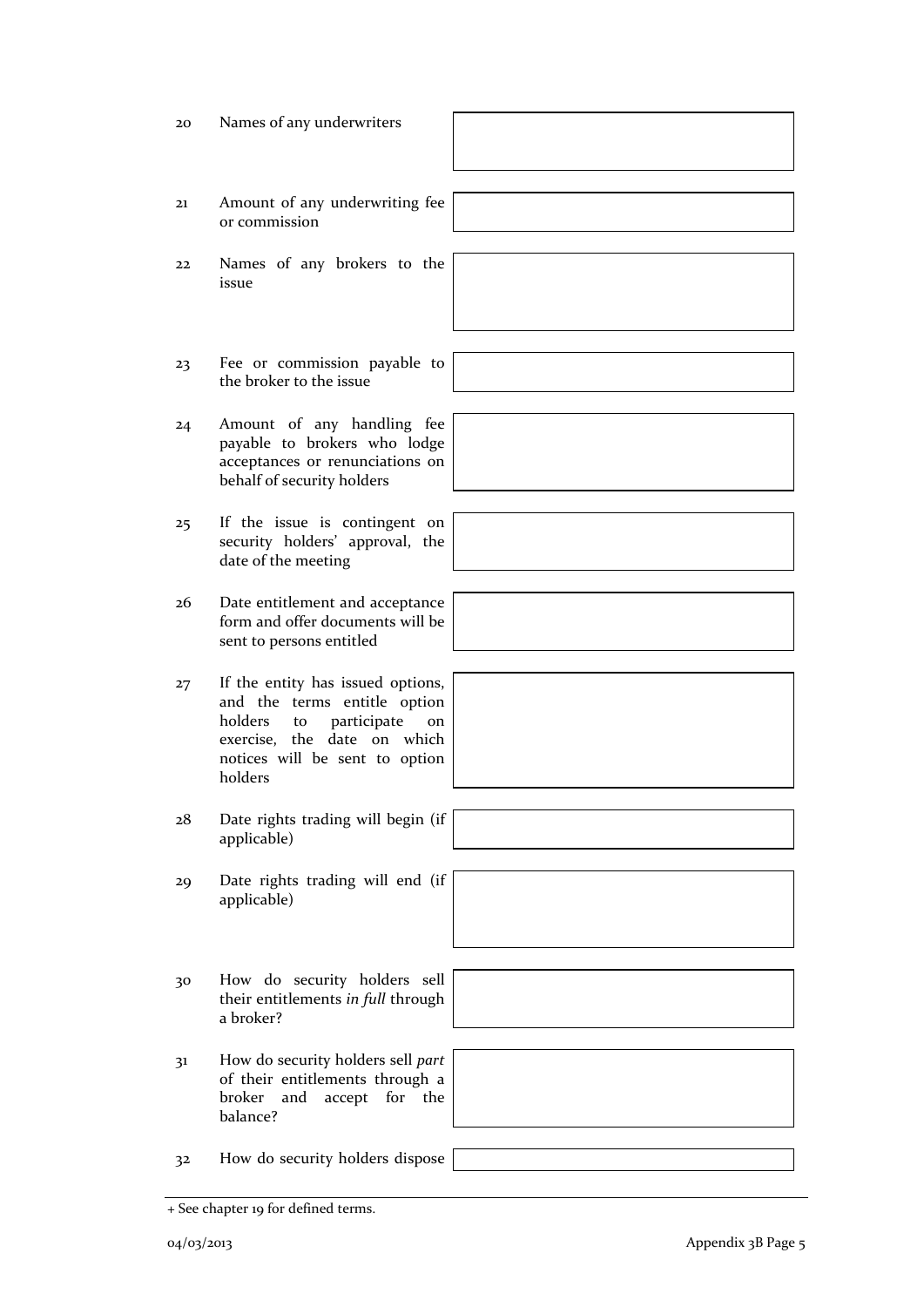| | | |
|---|---|---|
| 20 | Names of any underwriters | |
| 21 | Amount of any underwriting fee or commission | |
| 22 | Names of any brokers to the issue | |
| 23 | Fee or commission payable to the broker to the issue | |
| 24 | Amount of any handling fee payable to brokers who lodge acceptances or renunciations on behalf of security holders | |
| 25 | If the issue is contingent on security holders' approval, the date of the meeting | |
| 26 | Date entitlement and acceptance form and offer documents will be sent to persons entitled | |
| 27 | If the entity has issued options, and the terms entitle option holders to participate on exercise, the date on which notices will be sent to option holders | |
| 28 | Date rights trading will begin (if applicable) | |
| 29 | Date rights trading will end (if applicable) | |
| 30 | How do security holders sell their entitlements *in full* through a broker? | |
| 31 | How do security holders sell *part* of their entitlements through a broker and accept for the balance? | |
| 32 | How do security holders dispose | |

+ See chapter 19 for defined terms.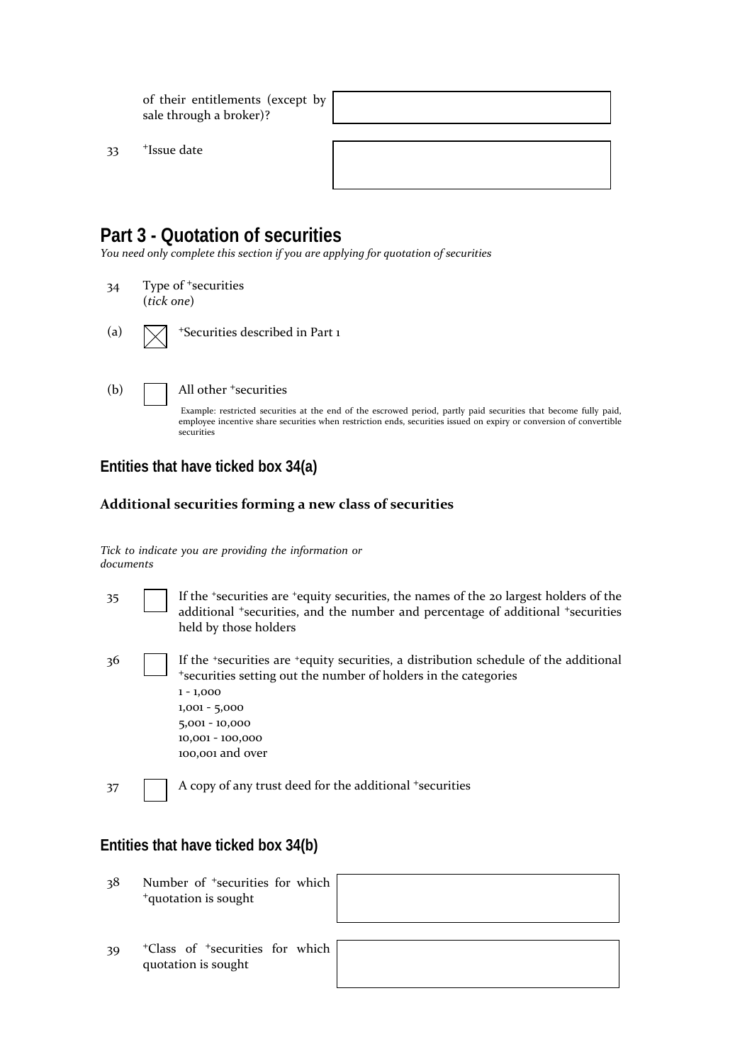| | | |
|---|---|---|
| | of their entitlements (except by sale through a broker)? | |
| 33 | +Issue date | |

## Part 3 - Quotation of securities

*You need only complete this section if you are applying for quotation of securities*

34 Type of +securities (*tick one*)

(a) ☒ +Securities described in Part 1

(b) ☐ All other +securities

Example: restricted securities at the end of the escrowed period, partly paid securities that become fully paid, employee incentive share securities when restriction ends, securities issued on expiry or conversion of convertible securities

### Entities that have ticked box 34(a)

**Additional securities forming a new class of securities**

*Tick to indicate you are providing the information or documents*

35 ☐ If the +securities are +equity securities, the names of the 20 largest holders of the additional +securities, and the number and percentage of additional +securities held by those holders

36 ☐ If the +securities are +equity securities, a distribution schedule of the additional +securities setting out the number of holders in the categories
1 - 1,000
1,001 - 5,000
5,001 - 10,000
10,001 - 100,000
100,001 and over

37 ☐ A copy of any trust deed for the additional +securities

### Entities that have ticked box 34(b)

| | | |
|---|---|---|
| 38 | Number of +securities for which +quotation is sought | |
| 39 | +Class of +securities for which quotation is sought | |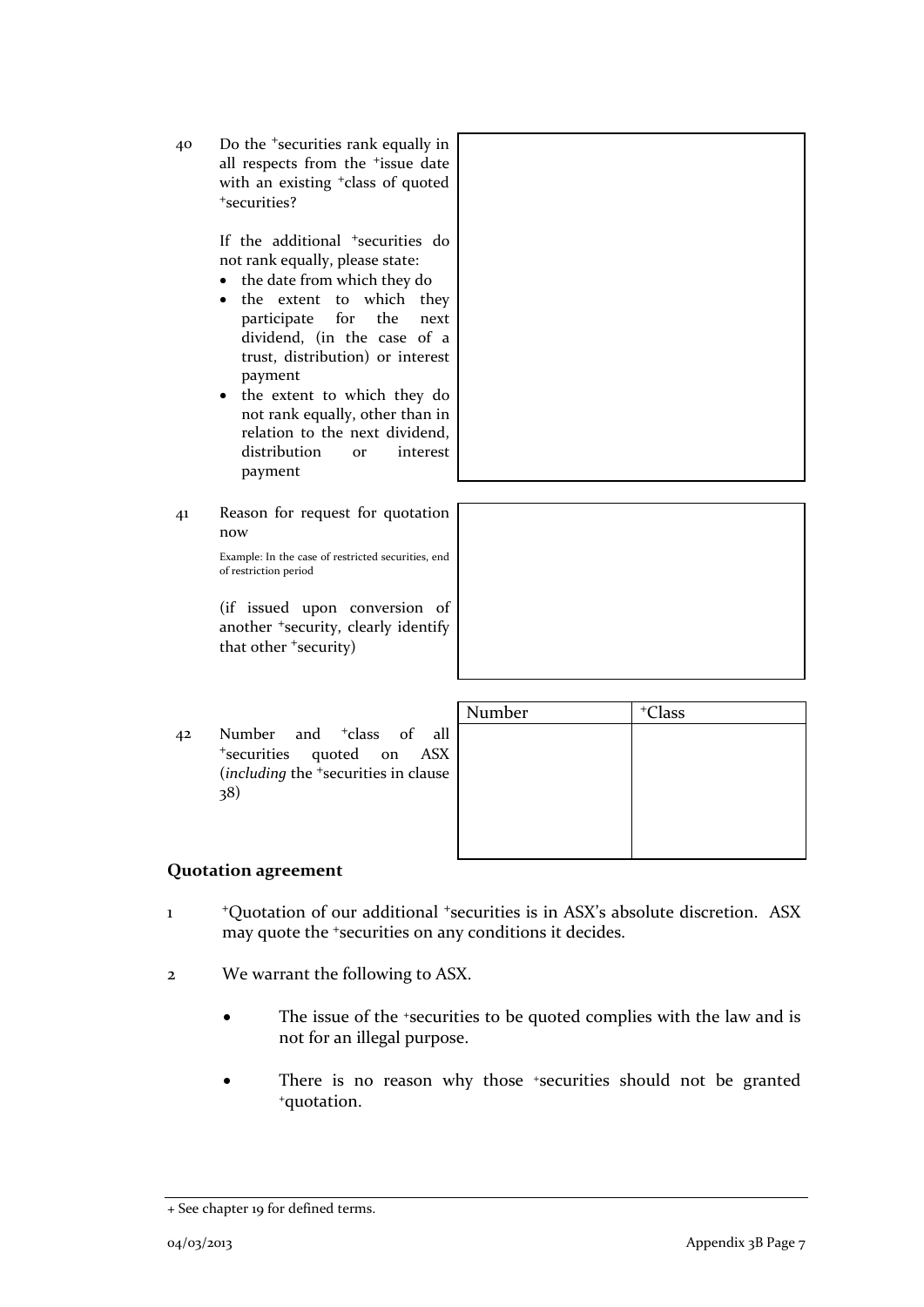| | | |
|---|---|---|
| 40 | Do the +securities rank equally in all respects from the +issue date with an existing +class of quoted +securities?<br><br>If the additional +securities do not rank equally, please state:<br>• the date from which they do<br>• the extent to which they participate for the next dividend, (in the case of a trust, distribution) or interest payment<br>• the extent to which they do not rank equally, other than in relation to the next dividend, distribution or interest payment | |
| 41 | Reason for request for quotation now<br><br>Example: In the case of restricted securities, end of restriction period<br><br>(if issued upon conversion of another +security, clearly identify that other +security) | |

| | | Number | +Class |
|---|---|---|---|
| 42 | Number and +class of all +securities quoted on ASX (*including* the +securities in clause 38) | | |

## Quotation agreement

1 +Quotation of our additional +securities is in ASX's absolute discretion. ASX may quote the +securities on any conditions it decides.

2 We warrant the following to ASX.

- The issue of the +securities to be quoted complies with the law and is not for an illegal purpose.
- There is no reason why those +securities should not be granted +quotation.

+ See chapter 19 for defined terms.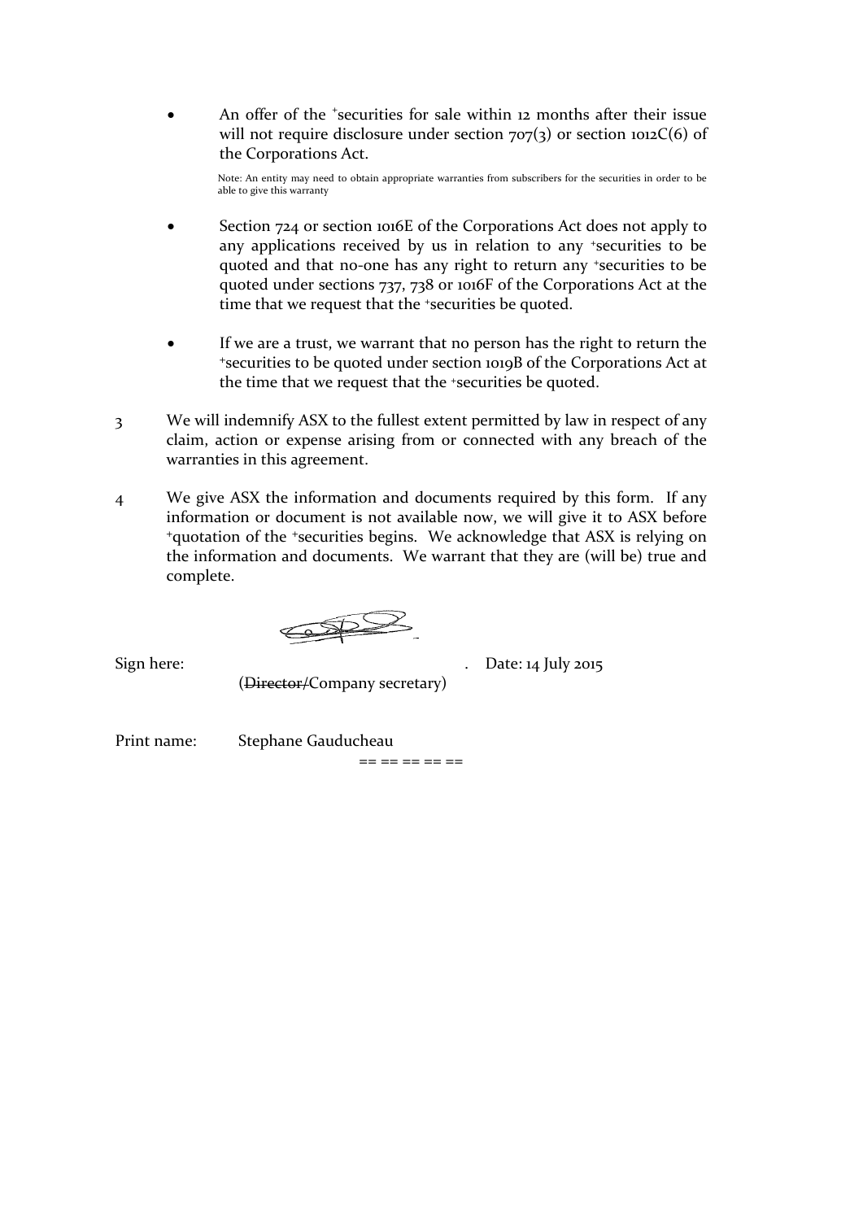- An offer of the +securities for sale within 12 months after their issue will not require disclosure under section 707(3) or section 1012C(6) of the Corporations Act.

  Note: An entity may need to obtain appropriate warranties from subscribers for the securities in order to be able to give this warranty

- Section 724 or section 1016E of the Corporations Act does not apply to any applications received by us in relation to any +securities to be quoted and that no-one has any right to return any +securities to be quoted under sections 737, 738 or 1016F of the Corporations Act at the time that we request that the +securities be quoted.

- If we are a trust, we warrant that no person has the right to return the +securities to be quoted under section 1019B of the Corporations Act at the time that we request that the +securities be quoted.

3 We will indemnify ASX to the fullest extent permitted by law in respect of any claim, action or expense arising from or connected with any breach of the warranties in this agreement.

4 We give ASX the information and documents required by this form. If any information or document is not available now, we will give it to ASX before +quotation of the +securities begins. We acknowledge that ASX is relying on the information and documents. We warrant that they are (will be) true and complete.

Sign here: . Date: 14 July 2015

(~~Director/~~Company secretary)

Print name: Stephane Gauducheau

== == == == ==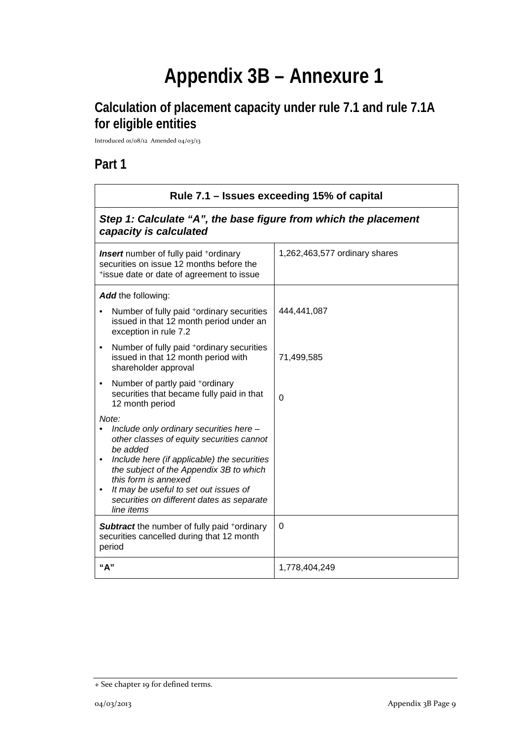# Appendix 3B – Annexure 1

## Calculation of placement capacity under rule 7.1 and rule 7.1A for eligible entities

Introduced 01/08/12 Amended 04/03/13

## Part 1

| Rule 7.1 – Issues exceeding 15% of capital | |
|---|---|
| ***Step 1: Calculate "A", the base figure from which the placement capacity is calculated*** | |
| ***Insert*** number of fully paid +ordinary securities on issue 12 months before the +issue date or date of agreement to issue | 1,262,463,577 ordinary shares |
| ***Add*** the following:<br>• Number of fully paid +ordinary securities issued in that 12 month period under an exception in rule 7.2<br>• Number of fully paid +ordinary securities issued in that 12 month period with shareholder approval<br>• Number of partly paid +ordinary securities that became fully paid in that 12 month period<br>*Note:*<br>• *Include only ordinary securities here – other classes of equity securities cannot be added*<br>• *Include here (if applicable) the securities the subject of the Appendix 3B to which this form is annexed*<br>• *It may be useful to set out issues of securities on different dates as separate line items* | 444,441,087<br><br>71,499,585<br><br>0 |
| ***Subtract*** the number of fully paid +ordinary securities cancelled during that 12 month period | 0 |
| **"A"** | 1,778,404,249 |

+ See chapter 19 for defined terms.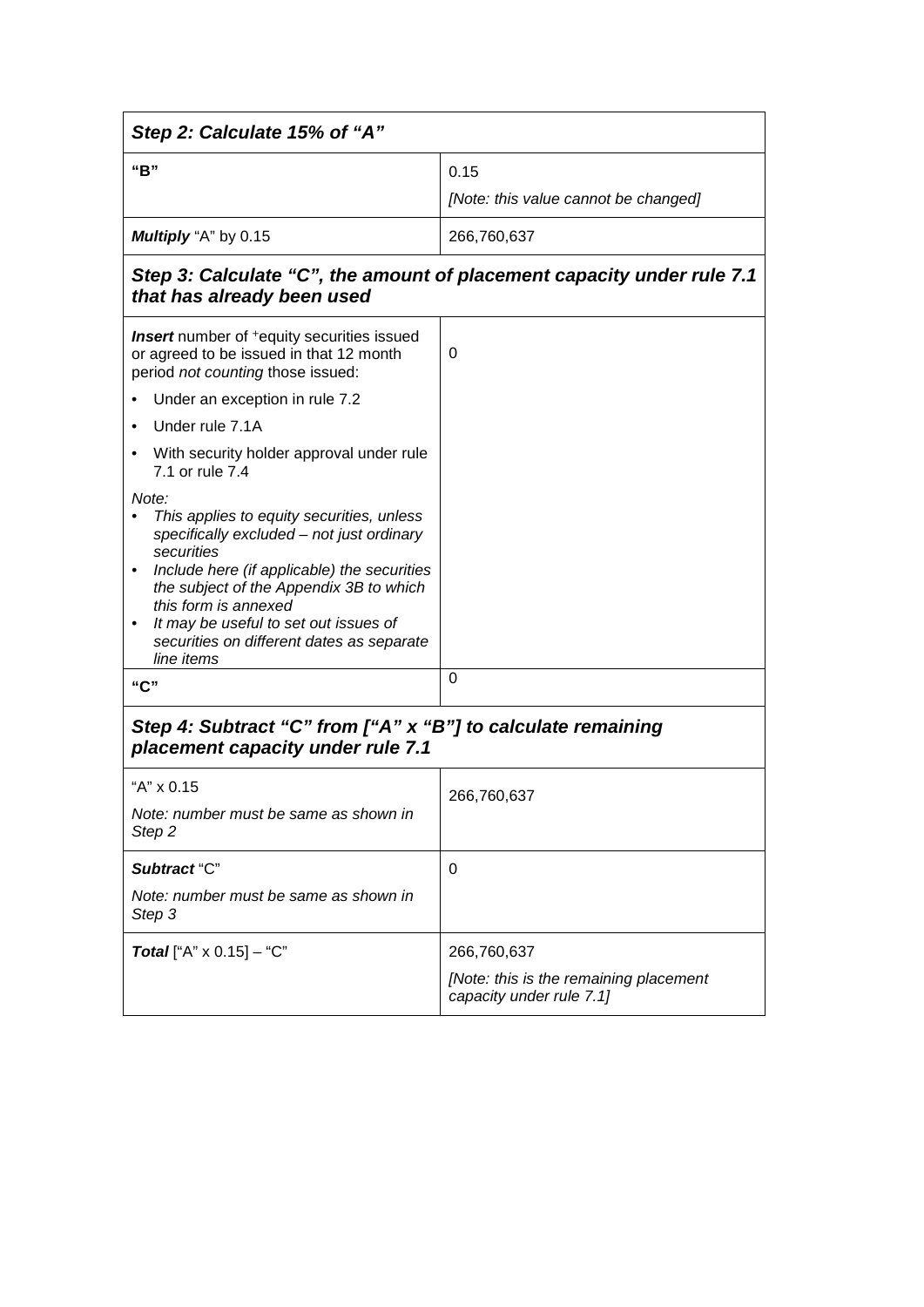| ***Step 2: Calculate 15% of "A"*** | |
|---|---|
| **"B"** | 0.15<br>*[Note: this value cannot be changed]* |
| ***Multiply*** "A" by 0.15 | 266,760,637 |
| ***Step 3: Calculate "C", the amount of placement capacity under rule 7.1 that has already been used*** | |
| ***Insert*** number of +equity securities issued or agreed to be issued in that 12 month period *not counting* those issued:<br>• Under an exception in rule 7.2<br>• Under rule 7.1A<br>• With security holder approval under rule 7.1 or rule 7.4<br>*Note:*<br>• *This applies to equity securities, unless specifically excluded – not just ordinary securities*<br>• *Include here (if applicable) the securities the subject of the Appendix 3B to which this form is annexed*<br>• *It may be useful to set out issues of securities on different dates as separate line items* | 0 |
| **"C"** | 0 |
| ***Step 4: Subtract "C" from ["A" x "B"] to calculate remaining placement capacity under rule 7.1*** | |
| "A" x 0.15<br>*Note: number must be same as shown in Step 2* | 266,760,637 |
| ***Subtract*** "C"<br>*Note: number must be same as shown in Step 3* | 0 |
| ***Total*** ["A" x 0.15] – "C" | 266,760,637<br>*[Note: this is the remaining placement capacity under rule 7.1]* |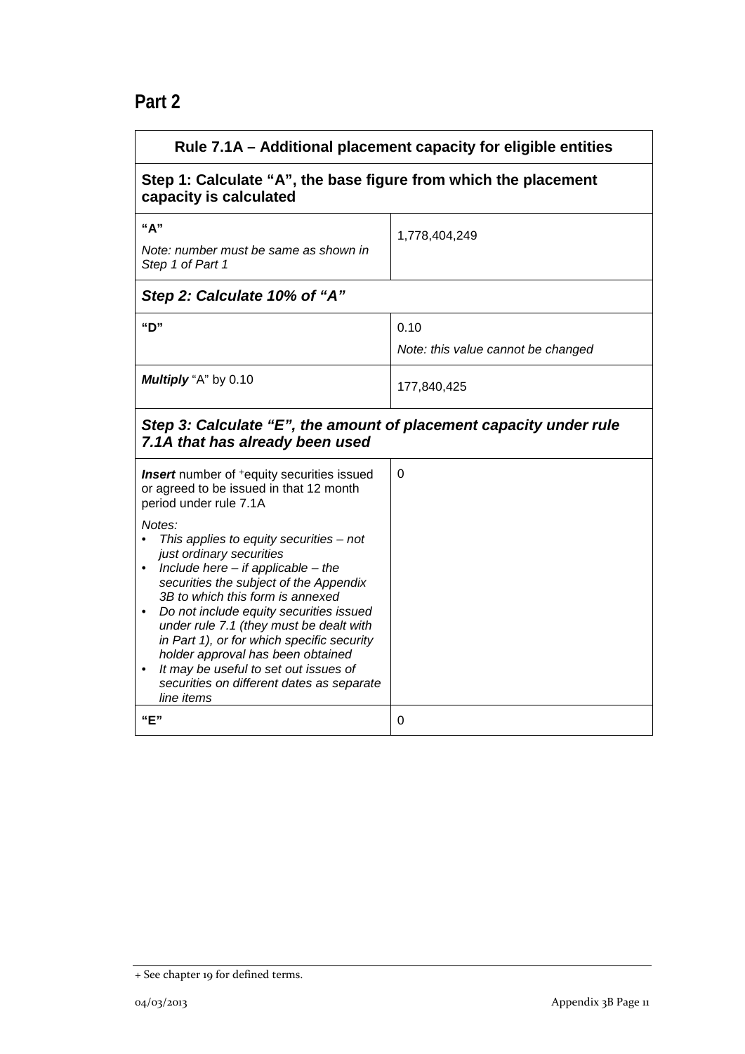## Part 2

| Rule 7.1A – Additional placement capacity for eligible entities | |
|---|---|
| **Step 1: Calculate "A", the base figure from which the placement capacity is calculated** | |
| **"A"**<br>*Note: number must be same as shown in Step 1 of Part 1* | 1,778,404,249 |
| ***Step 2: Calculate 10% of "A"*** | |
| **"D"** | 0.10<br>*Note: this value cannot be changed* |
| ***Multiply*** "A" by 0.10 | 177,840,425 |
| ***Step 3: Calculate "E", the amount of placement capacity under rule 7.1A that has already been used*** | |
| ***Insert*** number of +equity securities issued or agreed to be issued in that 12 month period under rule 7.1A<br>*Notes:*<br>• *This applies to equity securities – not just ordinary securities*<br>• *Include here – if applicable – the securities the subject of the Appendix 3B to which this form is annexed*<br>• *Do not include equity securities issued under rule 7.1 (they must be dealt with in Part 1), or for which specific security holder approval has been obtained*<br>• *It may be useful to set out issues of securities on different dates as separate line items* | 0 |
| **"E"** | 0 |

+ See chapter 19 for defined terms.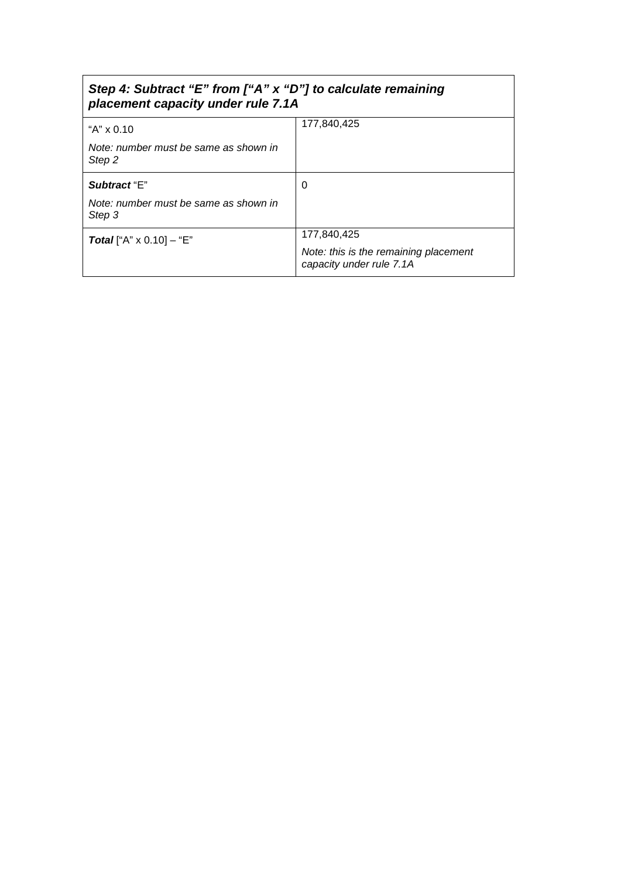| ***Step 4: Subtract "E" from ["A" x "D"] to calculate remaining placement capacity under rule 7.1A*** | |
|---|---|
| "A" x 0.10<br><br>*Note: number must be same as shown in Step 2* | 177,840,425 |
| ***Subtract*** "E"<br><br>*Note: number must be same as shown in Step 3* | 0 |
| ***Total*** ["A" x 0.10] – "E" | 177,840,425<br><br>*Note: this is the remaining placement capacity under rule 7.1A* |